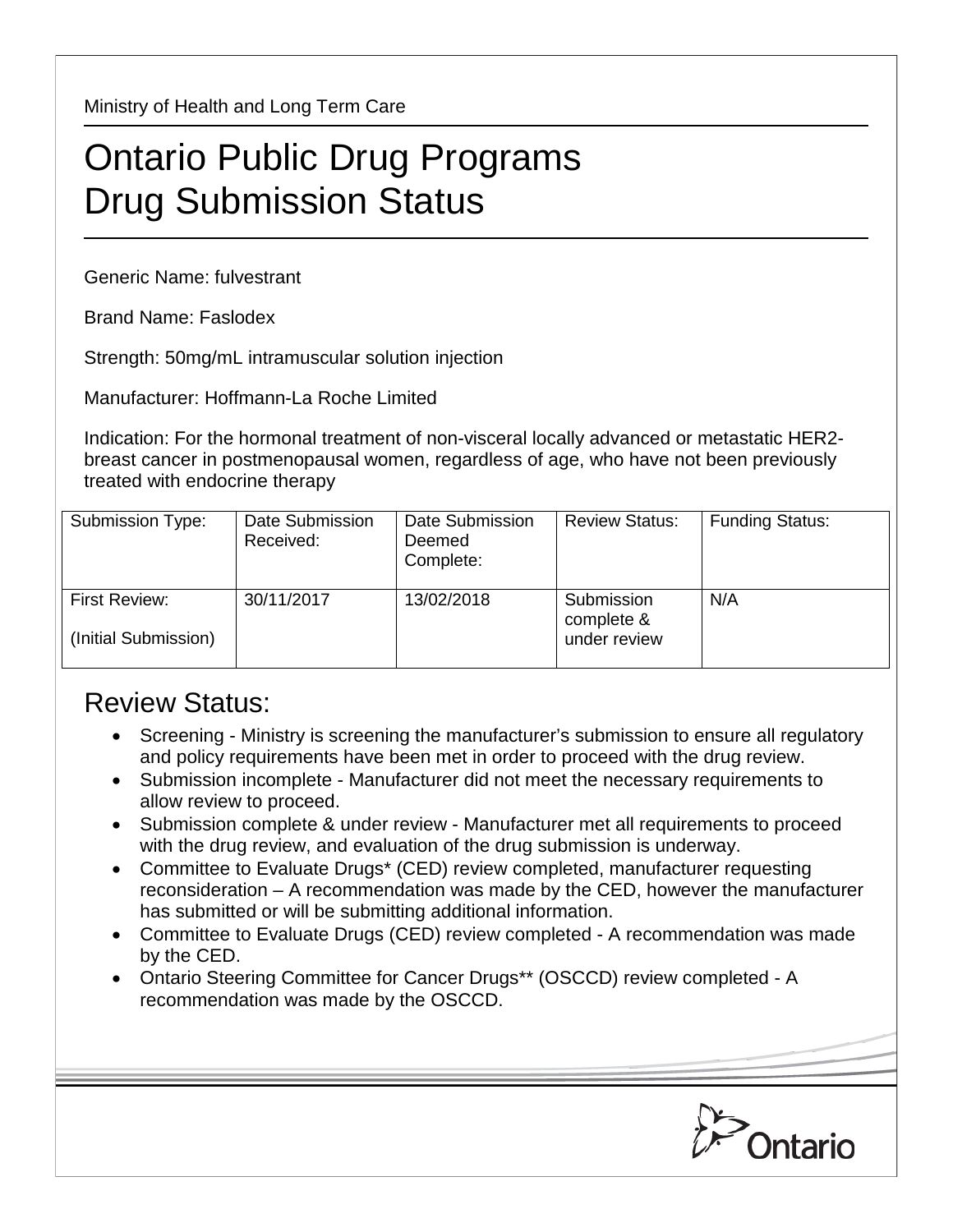Ministry of Health and Long Term Care

# Ontario Public Drug Programs
# Drug Submission Status

Generic Name: fulvestrant

Brand Name: Faslodex

Strength: 50mg/mL intramuscular solution injection

Manufacturer: Hoffmann-La Roche Limited

Indication: For the hormonal treatment of non-visceral locally advanced or metastatic HER2- breast cancer in postmenopausal women, regardless of age, who have not been previously treated with endocrine therapy

| Submission Type: | Date Submission Received: | Date Submission Deemed Complete: | Review Status: | Funding Status: |
|---|---|---|---|---|
| First Review: (Initial Submission) | 30/11/2017 | 13/02/2018 | Submission complete & under review | N/A |

## Review Status:

- Screening - Ministry is screening the manufacturer's submission to ensure all regulatory and policy requirements have been met in order to proceed with the drug review.
- Submission incomplete - Manufacturer did not meet the necessary requirements to allow review to proceed.
- Submission complete & under review - Manufacturer met all requirements to proceed with the drug review, and evaluation of the drug submission is underway.
- Committee to Evaluate Drugs* (CED) review completed, manufacturer requesting reconsideration – A recommendation was made by the CED, however the manufacturer has submitted or will be submitting additional information.
- Committee to Evaluate Drugs (CED) review completed - A recommendation was made by the CED.
- Ontario Steering Committee for Cancer Drugs** (OSCCD) review completed - A recommendation was made by the OSCCD.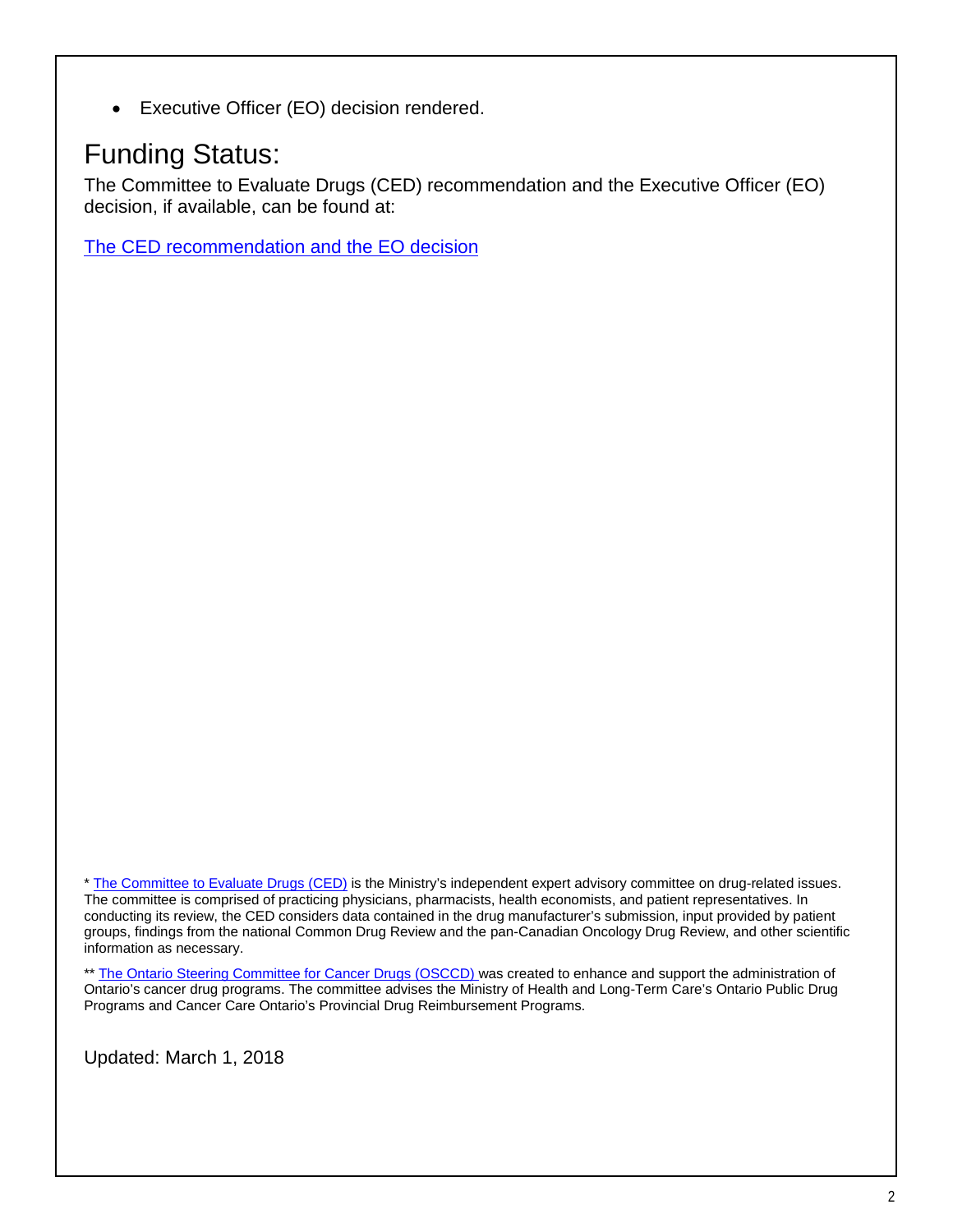- Executive Officer (EO) decision rendered.

## Funding Status:

The Committee to Evaluate Drugs (CED) recommendation and the Executive Officer (EO) decision, if available, can be found at:

The CED recommendation and the EO decision

* The Committee to Evaluate Drugs (CED) is the Ministry's independent expert advisory committee on drug-related issues. The committee is comprised of practicing physicians, pharmacists, health economists, and patient representatives. In conducting its review, the CED considers data contained in the drug manufacturer's submission, input provided by patient groups, findings from the national Common Drug Review and the pan-Canadian Oncology Drug Review, and other scientific information as necessary.

** The Ontario Steering Committee for Cancer Drugs (OSCCD) was created to enhance and support the administration of Ontario's cancer drug programs. The committee advises the Ministry of Health and Long-Term Care's Ontario Public Drug Programs and Cancer Care Ontario's Provincial Drug Reimbursement Programs.

Updated: March 1, 2018